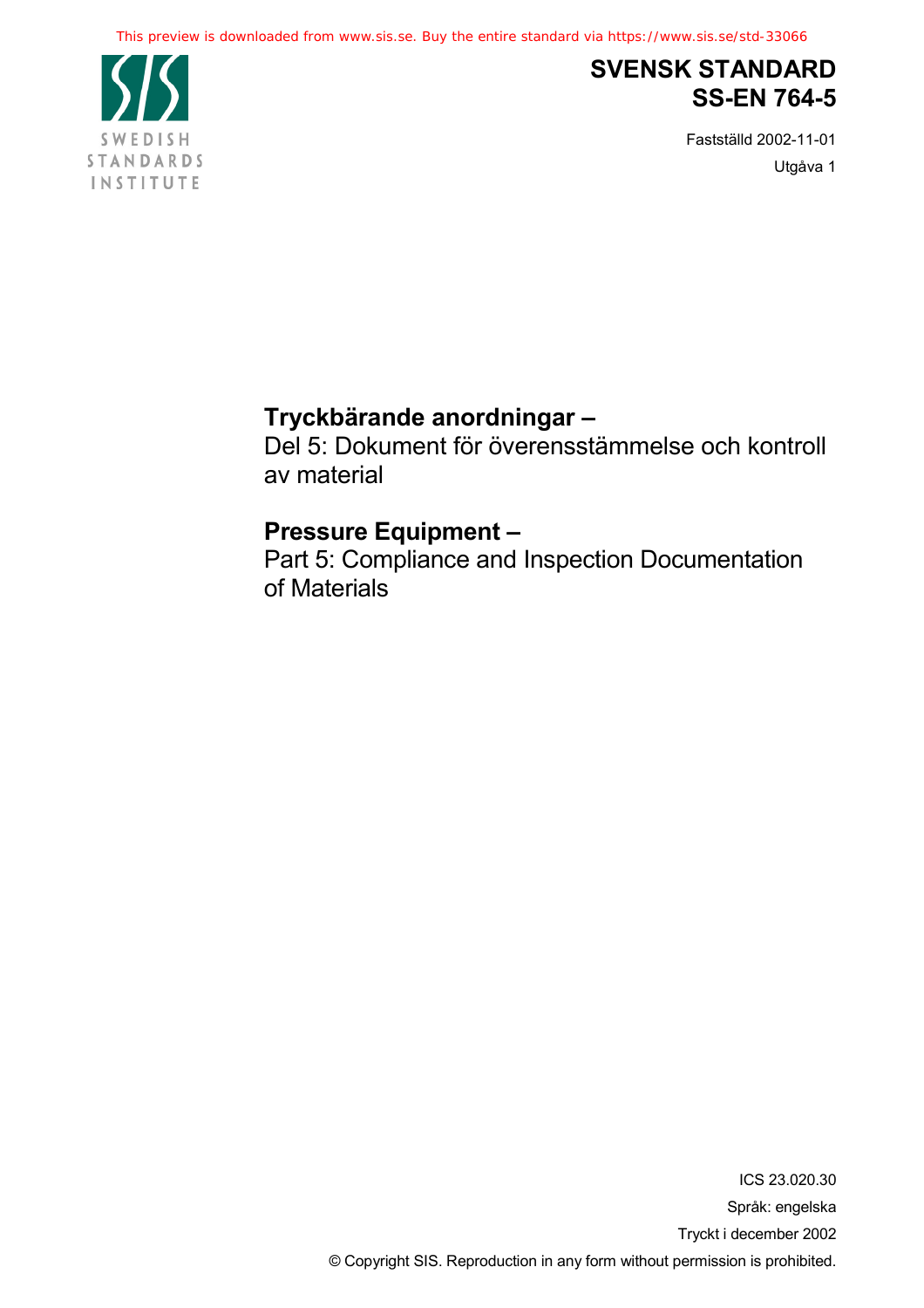# SVENSK STANDARD
# SS-EN 764-5

Fastställd 2002-11-01

Utgåva 1

## Tryckbärande anordningar –

Del 5: Dokument för överensstämmelse och kontroll av material

## Pressure Equipment –

Part 5: Compliance and Inspection Documentation of Materials

ICS 23.020.30

Språk: engelska

Tryckt i december 2002

© Copyright SIS. Reproduction in any form without permission is prohibited.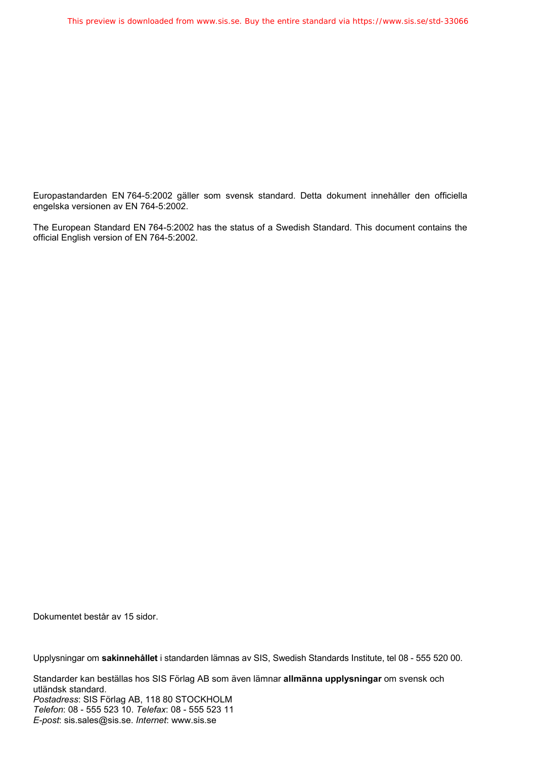Europastandarden EN 764-5:2002 gäller som svensk standard. Detta dokument innehåller den officiella engelska versionen av EN 764-5:2002.

The European Standard EN 764-5:2002 has the status of a Swedish Standard. This document contains the official English version of EN 764-5:2002.

Dokumentet består av 15 sidor.

Upplysningar om **sakinnehållet** i standarden lämnas av SIS, Swedish Standards Institute, tel 08 - 555 520 00.

Standarder kan beställas hos SIS Förlag AB som även lämnar **allmänna upplysningar** om svensk och utländsk standard.
*Postadress*: SIS Förlag AB, 118 80 STOCKHOLM
*Telefon*: 08 - 555 523 10. *Telefax*: 08 - 555 523 11
*E-post*: sis.sales@sis.se. *Internet*: www.sis.se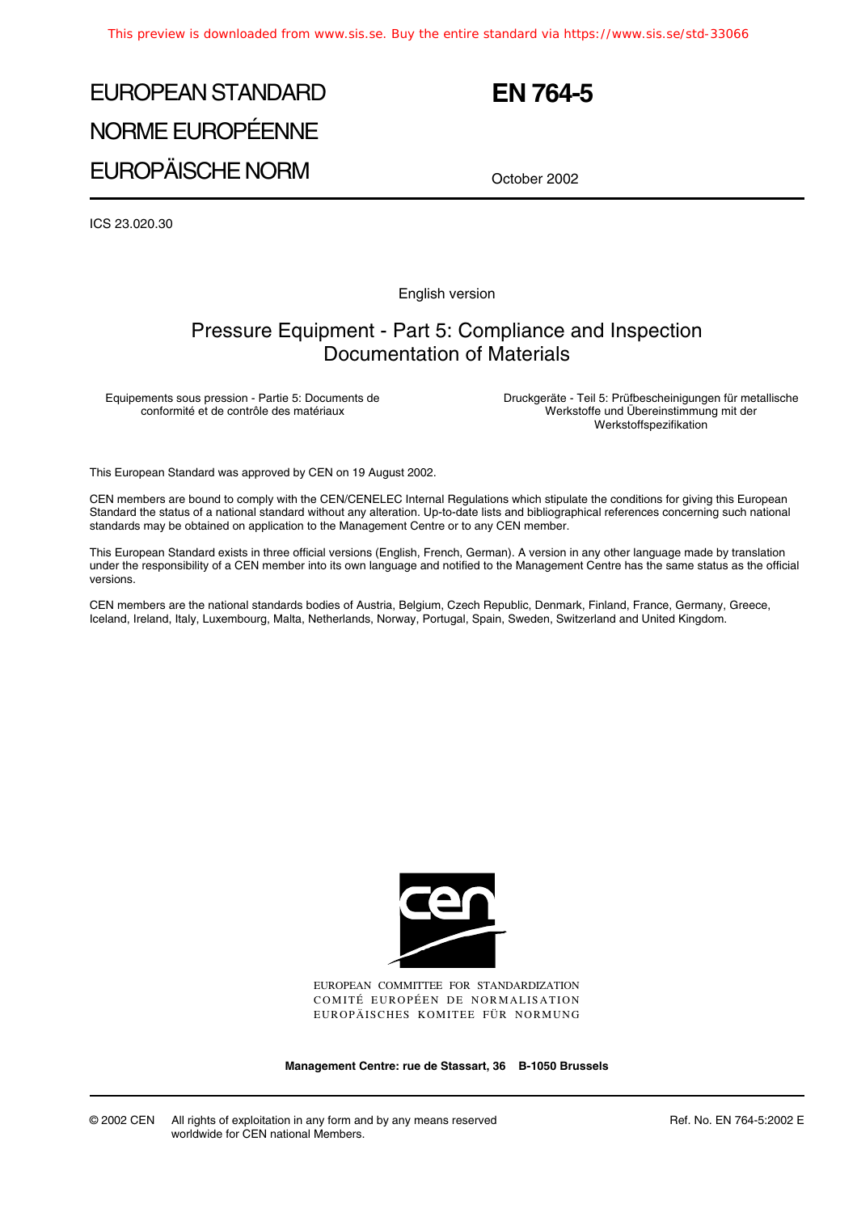# EUROPEAN STANDARD
# NORME EUROPÉENNE
# EUROPÄISCHE NORM

# EN 764-5

October 2002

ICS 23.020.30

English version

## Pressure Equipment - Part 5: Compliance and Inspection Documentation of Materials

Equipements sous pression - Partie 5: Documents de conformité et de contrôle des matériaux

Druckgeräte - Teil 5: Prüfbescheinigungen für metallische Werkstoffe und Übereinstimmung mit der Werkstoffspezifikation

This European Standard was approved by CEN on 19 August 2002.

CEN members are bound to comply with the CEN/CENELEC Internal Regulations which stipulate the conditions for giving this European Standard the status of a national standard without any alteration. Up-to-date lists and bibliographical references concerning such national standards may be obtained on application to the Management Centre or to any CEN member.

This European Standard exists in three official versions (English, French, German). A version in any other language made by translation under the responsibility of a CEN member into its own language and notified to the Management Centre has the same status as the official versions.

CEN members are the national standards bodies of Austria, Belgium, Czech Republic, Denmark, Finland, France, Germany, Greece, Iceland, Ireland, Italy, Luxembourg, Malta, Netherlands, Norway, Portugal, Spain, Sweden, Switzerland and United Kingdom.

EUROPEAN COMMITTEE FOR STANDARDIZATION
COMITÉ EUROPÉEN DE NORMALISATION
EUROPÄISCHES KOMITEE FÜR NORMUNG

**Management Centre: rue de Stassart, 36 B-1050 Brussels**

© 2002 CEN All rights of exploitation in any form and by any means reserved worldwide for CEN national Members.

Ref. No. EN 764-5:2002 E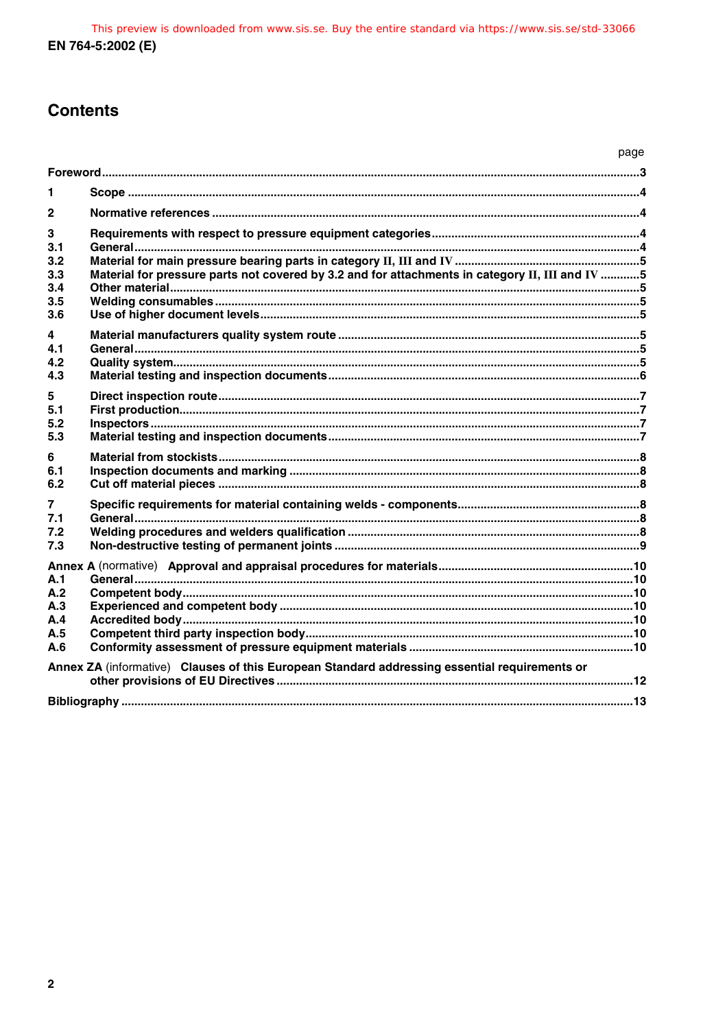# Contents

| | | page |
|---|---|---|
| **Foreword** | | **3** |
| **1** | **Scope** | **4** |
| **2** | **Normative references** | **4** |
| **3** | **Requirements with respect to pressure equipment categories** | **4** |
| **3.1** | **General** | **4** |
| **3.2** | **Material for main pressure bearing parts in category II, III and IV** | **5** |
| **3.3** | **Material for pressure parts not covered by 3.2 and for attachments in category II, III and IV** | **5** |
| **3.4** | **Other material** | **5** |
| **3.5** | **Welding consumables** | **5** |
| **3.6** | **Use of higher document levels** | **5** |
| **4** | **Material manufacturers quality system route** | **5** |
| **4.1** | **General** | **5** |
| **4.2** | **Quality system** | **5** |
| **4.3** | **Material testing and inspection documents** | **6** |
| **5** | **Direct inspection route** | **7** |
| **5.1** | **First production** | **7** |
| **5.2** | **Inspectors** | **7** |
| **5.3** | **Material testing and inspection documents** | **7** |
| **6** | **Material from stockists** | **8** |
| **6.1** | **Inspection documents and marking** | **8** |
| **6.2** | **Cut off material pieces** | **8** |
| **7** | **Specific requirements for material containing welds - components** | **8** |
| **7.1** | **General** | **8** |
| **7.2** | **Welding procedures and welders qualification** | **8** |
| **7.3** | **Non-destructive testing of permanent joints** | **9** |
| **Annex A** (normative) | **Approval and appraisal procedures for materials** | **10** |
| **A.1** | **General** | **10** |
| **A.2** | **Competent body** | **10** |
| **A.3** | **Experienced and competent body** | **10** |
| **A.4** | **Accredited body** | **10** |
| **A.5** | **Competent third party inspection body** | **10** |
| **A.6** | **Conformity assessment of pressure equipment materials** | **10** |
| **Annex ZA** (informative) | **Clauses of this European Standard addressing essential requirements or other provisions of EU Directives** | **12** |
| **Bibliography** | | **13** |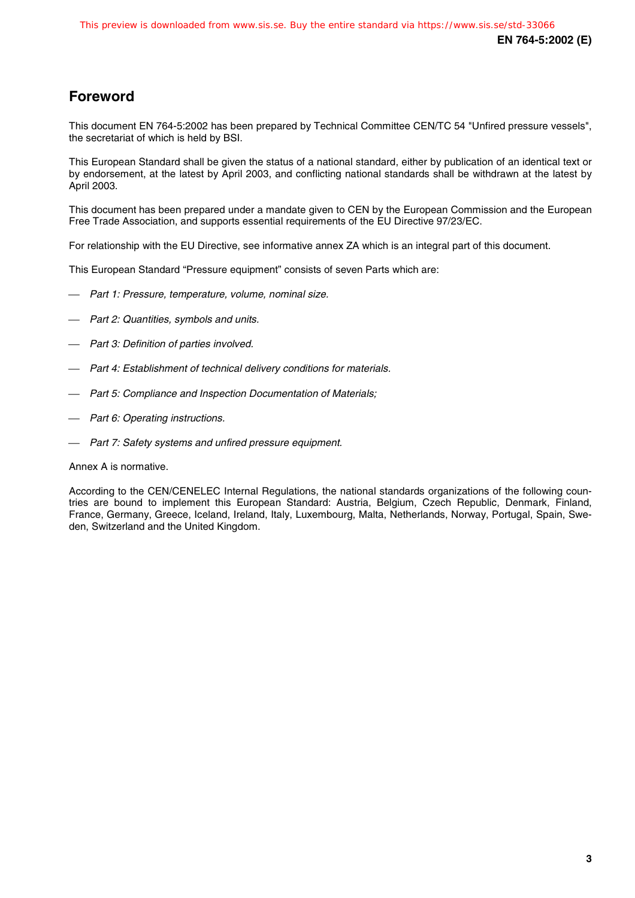## Foreword

This document EN 764-5:2002 has been prepared by Technical Committee CEN/TC 54 "Unfired pressure vessels", the secretariat of which is held by BSI.

This European Standard shall be given the status of a national standard, either by publication of an identical text or by endorsement, at the latest by April 2003, and conflicting national standards shall be withdrawn at the latest by April 2003.

This document has been prepared under a mandate given to CEN by the European Commission and the European Free Trade Association, and supports essential requirements of the EU Directive 97/23/EC.

For relationship with the EU Directive, see informative annex ZA which is an integral part of this document.

This European Standard "Pressure equipment" consists of seven Parts which are:

- *Part 1: Pressure, temperature, volume, nominal size.*
- *Part 2: Quantities, symbols and units.*
- *Part 3: Definition of parties involved.*
- *Part 4: Establishment of technical delivery conditions for materials.*
- *Part 5: Compliance and Inspection Documentation of Materials;*
- *Part 6: Operating instructions.*
- *Part 7: Safety systems and unfired pressure equipment.*

Annex A is normative.

According to the CEN/CENELEC Internal Regulations, the national standards organizations of the following countries are bound to implement this European Standard: Austria, Belgium, Czech Republic, Denmark, Finland, France, Germany, Greece, Iceland, Ireland, Italy, Luxembourg, Malta, Netherlands, Norway, Portugal, Spain, Sweden, Switzerland and the United Kingdom.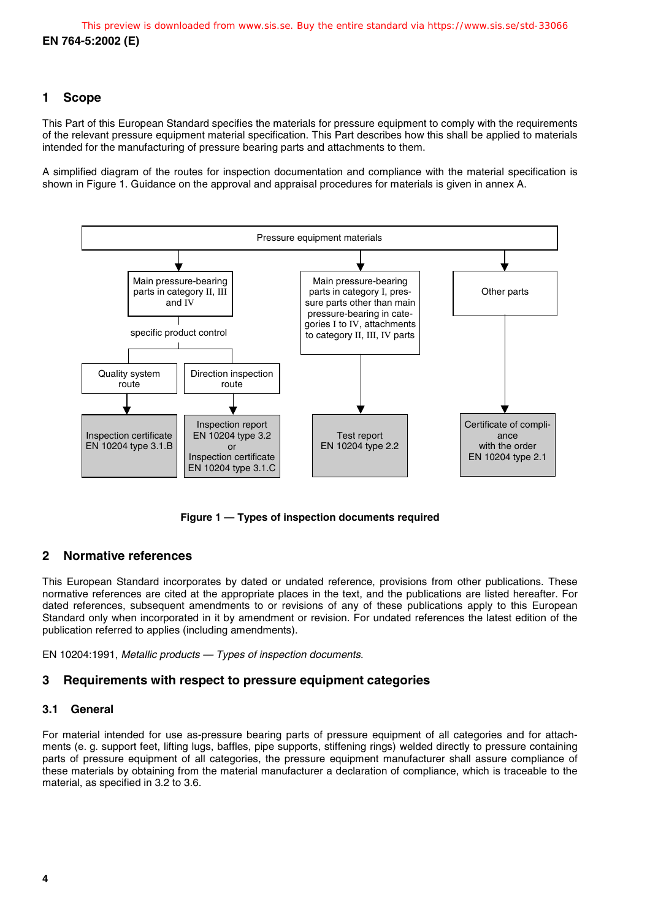## 1 Scope

This Part of this European Standard specifies the materials for pressure equipment to comply with the requirements of the relevant pressure equipment material specification. This Part describes how this shall be applied to materials intended for the manufacturing of pressure bearing parts and attachments to them.

A simplified diagram of the routes for inspection documentation and compliance with the material specification is shown in Figure 1. Guidance on the approval and appraisal procedures for materials is given in annex A.

```
Pressure equipment materials
├── Main pressure-bearing parts in category II, III and IV
│     specific product control
│     ├── Quality system route → Inspection certificate EN 10204 type 3.1.B
│     └── Direction inspection route → Inspection report EN 10204 type 3.2 or Inspection certificate EN 10204 type 3.1.C
├── Main pressure-bearing parts in category I, pressure parts other than main pressure-bearing in categories I to IV, attachments to category II, III, IV parts
│     → Test report EN 10204 type 2.2
└── Other parts
      → Certificate of compliance with the order EN 10204 type 2.1
```

**Figure 1 — Types of inspection documents required**

## 2 Normative references

This European Standard incorporates by dated or undated reference, provisions from other publications. These normative references are cited at the appropriate places in the text, and the publications are listed hereafter. For dated references, subsequent amendments to or revisions of any of these publications apply to this European Standard only when incorporated in it by amendment or revision. For undated references the latest edition of the publication referred to applies (including amendments).

EN 10204:1991, *Metallic products — Types of inspection documents.*

## 3 Requirements with respect to pressure equipment categories

### 3.1 General

For material intended for use as-pressure bearing parts of pressure equipment of all categories and for attachments (e. g. support feet, lifting lugs, baffles, pipe supports, stiffening rings) welded directly to pressure containing parts of pressure equipment of all categories, the pressure equipment manufacturer shall assure compliance of these materials by obtaining from the material manufacturer a declaration of compliance, which is traceable to the material, as specified in 3.2 to 3.6.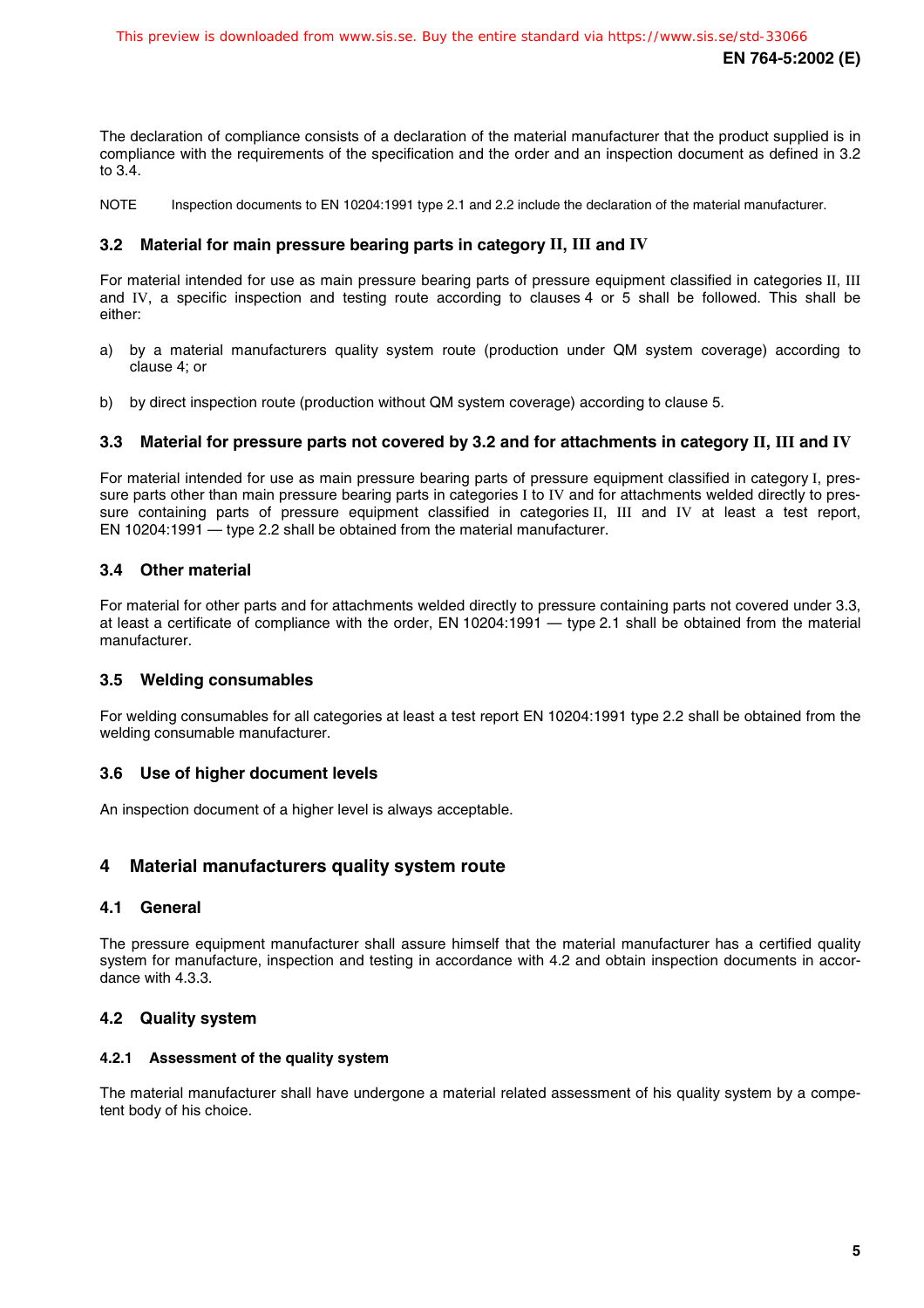The declaration of compliance consists of a declaration of the material manufacturer that the product supplied is in compliance with the requirements of the specification and the order and an inspection document as defined in 3.2 to 3.4.

NOTE Inspection documents to EN 10204:1991 type 2.1 and 2.2 include the declaration of the material manufacturer.

### 3.2 Material for main pressure bearing parts in category II, III and IV

For material intended for use as main pressure bearing parts of pressure equipment classified in categories II, III and IV, a specific inspection and testing route according to clauses 4 or 5 shall be followed. This shall be either:

a) by a material manufacturers quality system route (production under QM system coverage) according to clause 4; or

b) by direct inspection route (production without QM system coverage) according to clause 5.

### 3.3 Material for pressure parts not covered by 3.2 and for attachments in category II, III and IV

For material intended for use as main pressure bearing parts of pressure equipment classified in category I, pressure parts other than main pressure bearing parts in categories I to IV and for attachments welded directly to pressure containing parts of pressure equipment classified in categories II, III and IV at least a test report, EN 10204:1991 — type 2.2 shall be obtained from the material manufacturer.

### 3.4 Other material

For material for other parts and for attachments welded directly to pressure containing parts not covered under 3.3, at least a certificate of compliance with the order, EN 10204:1991 — type 2.1 shall be obtained from the material manufacturer.

### 3.5 Welding consumables

For welding consumables for all categories at least a test report EN 10204:1991 type 2.2 shall be obtained from the welding consumable manufacturer.

### 3.6 Use of higher document levels

An inspection document of a higher level is always acceptable.

## 4 Material manufacturers quality system route

### 4.1 General

The pressure equipment manufacturer shall assure himself that the material manufacturer has a certified quality system for manufacture, inspection and testing in accordance with 4.2 and obtain inspection documents in accordance with 4.3.3.

### 4.2 Quality system

#### 4.2.1 Assessment of the quality system

The material manufacturer shall have undergone a material related assessment of his quality system by a competent body of his choice.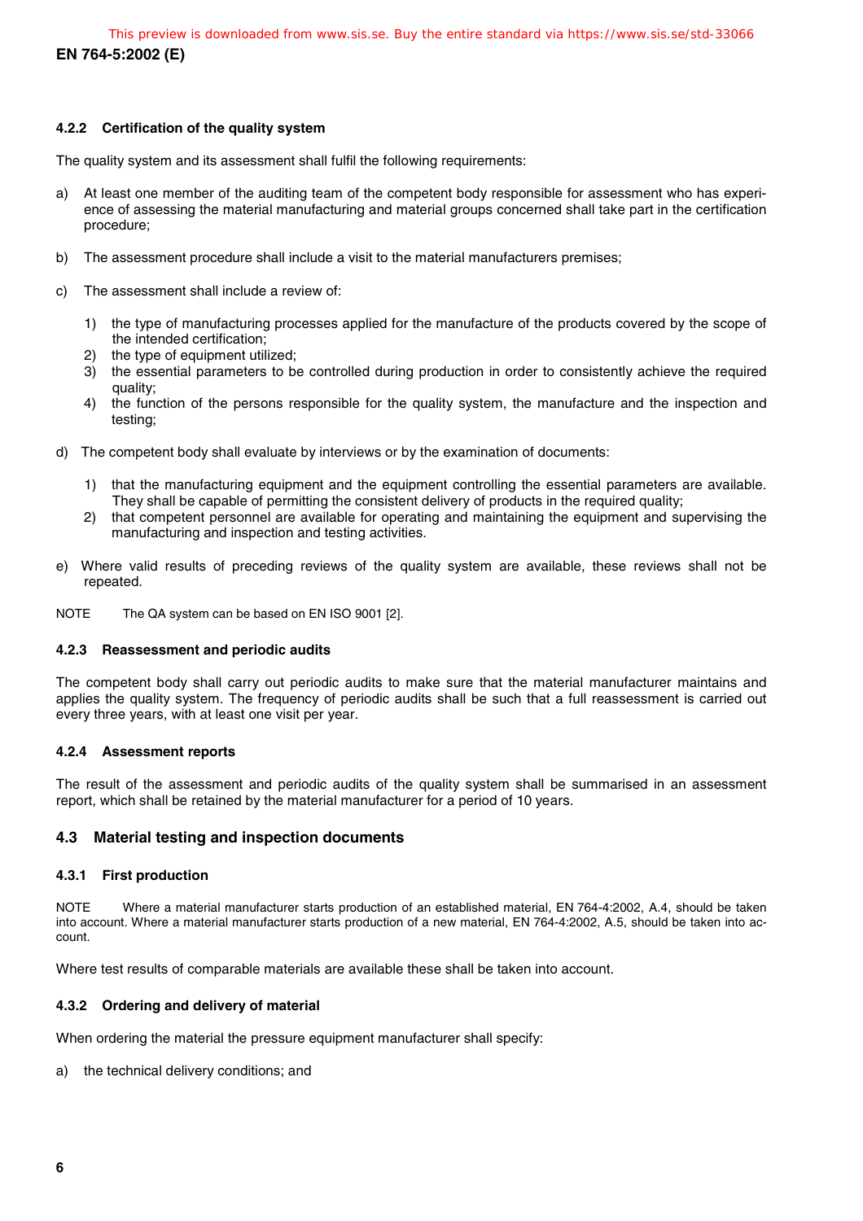#### 4.2.2 Certification of the quality system

The quality system and its assessment shall fulfil the following requirements:

a) At least one member of the auditing team of the competent body responsible for assessment who has experience of assessing the material manufacturing and material groups concerned shall take part in the certification procedure;

b) The assessment procedure shall include a visit to the material manufacturers premises;

c) The assessment shall include a review of:

   1) the type of manufacturing processes applied for the manufacture of the products covered by the scope of the intended certification;
   2) the type of equipment utilized;
   3) the essential parameters to be controlled during production in order to consistently achieve the required quality;
   4) the function of the persons responsible for the quality system, the manufacture and the inspection and testing;

d) The competent body shall evaluate by interviews or by the examination of documents:

   1) that the manufacturing equipment and the equipment controlling the essential parameters are available. They shall be capable of permitting the consistent delivery of products in the required quality;
   2) that competent personnel are available for operating and maintaining the equipment and supervising the manufacturing and inspection and testing activities.

e) Where valid results of preceding reviews of the quality system are available, these reviews shall not be repeated.

NOTE The QA system can be based on EN ISO 9001 [2].

#### 4.2.3 Reassessment and periodic audits

The competent body shall carry out periodic audits to make sure that the material manufacturer maintains and applies the quality system. The frequency of periodic audits shall be such that a full reassessment is carried out every three years, with at least one visit per year.

#### 4.2.4 Assessment reports

The result of the assessment and periodic audits of the quality system shall be summarised in an assessment report, which shall be retained by the material manufacturer for a period of 10 years.

### 4.3 Material testing and inspection documents

#### 4.3.1 First production

NOTE Where a material manufacturer starts production of an established material, EN 764-4:2002, A.4, should be taken into account. Where a material manufacturer starts production of a new material, EN 764-4:2002, A.5, should be taken into account.

Where test results of comparable materials are available these shall be taken into account.

#### 4.3.2 Ordering and delivery of material

When ordering the material the pressure equipment manufacturer shall specify:

a) the technical delivery conditions; and